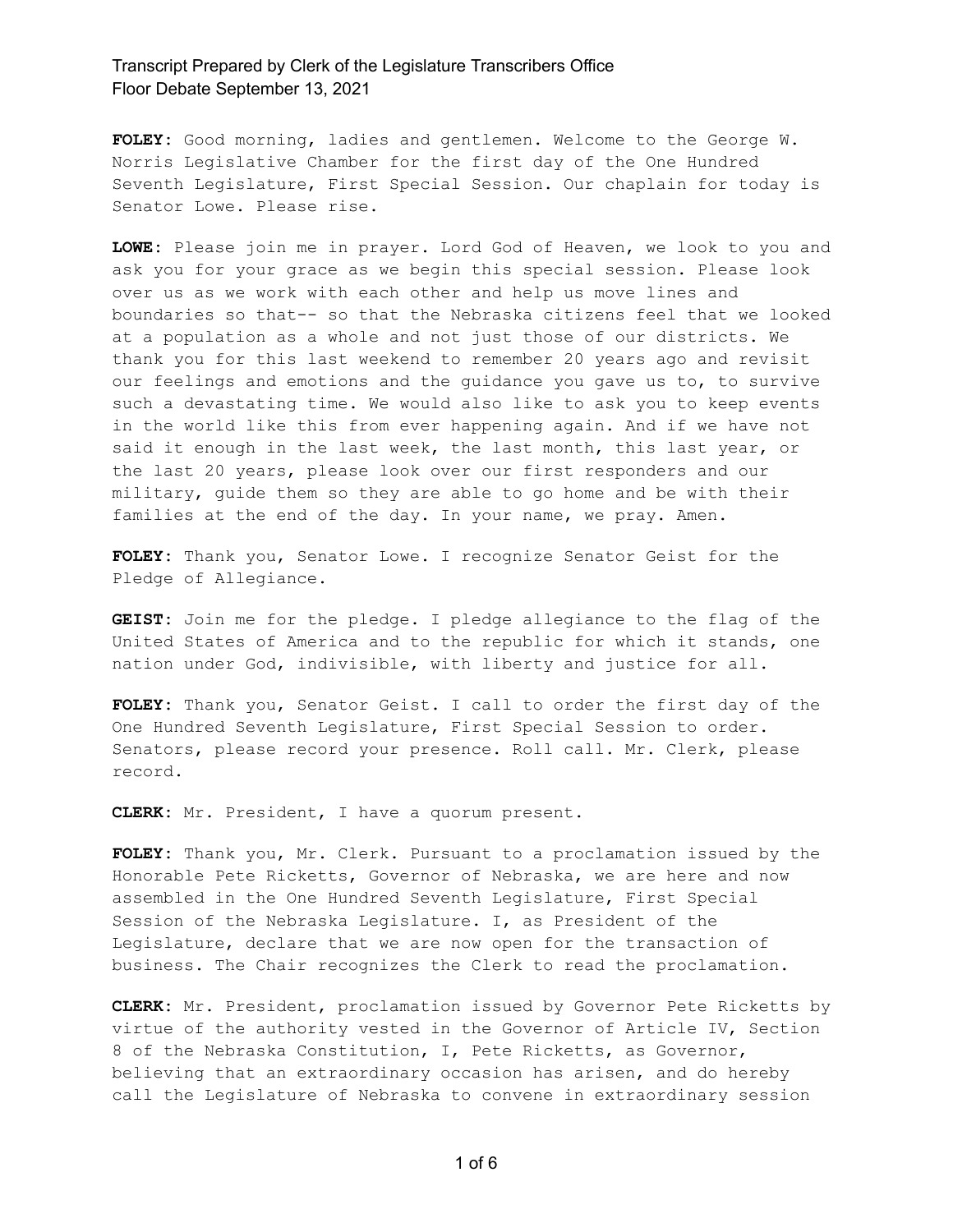**FOLEY:** Good morning, ladies and gentlemen. Welcome to the George W. Norris Legislative Chamber for the first day of the One Hundred Seventh Legislature, First Special Session. Our chaplain for today is Senator Lowe. Please rise.

**LOWE:** Please join me in prayer. Lord God of Heaven, we look to you and ask you for your grace as we begin this special session. Please look over us as we work with each other and help us move lines and boundaries so that-- so that the Nebraska citizens feel that we looked at a population as a whole and not just those of our districts. We thank you for this last weekend to remember 20 years ago and revisit our feelings and emotions and the guidance you gave us to, to survive such a devastating time. We would also like to ask you to keep events in the world like this from ever happening again. And if we have not said it enough in the last week, the last month, this last year, or the last 20 years, please look over our first responders and our military, guide them so they are able to go home and be with their families at the end of the day. In your name, we pray. Amen.

**FOLEY:** Thank you, Senator Lowe. I recognize Senator Geist for the Pledge of Allegiance.

**GEIST:** Join me for the pledge. I pledge allegiance to the flag of the United States of America and to the republic for which it stands, one nation under God, indivisible, with liberty and justice for all.

**FOLEY:** Thank you, Senator Geist. I call to order the first day of the One Hundred Seventh Legislature, First Special Session to order. Senators, please record your presence. Roll call. Mr. Clerk, please record.

**CLERK:** Mr. President, I have a quorum present.

**FOLEY:** Thank you, Mr. Clerk. Pursuant to a proclamation issued by the Honorable Pete Ricketts, Governor of Nebraska, we are here and now assembled in the One Hundred Seventh Legislature, First Special Session of the Nebraska Legislature. I, as President of the Legislature, declare that we are now open for the transaction of business. The Chair recognizes the Clerk to read the proclamation.

**CLERK:** Mr. President, proclamation issued by Governor Pete Ricketts by virtue of the authority vested in the Governor of Article IV, Section 8 of the Nebraska Constitution, I, Pete Ricketts, as Governor, believing that an extraordinary occasion has arisen, and do hereby call the Legislature of Nebraska to convene in extraordinary session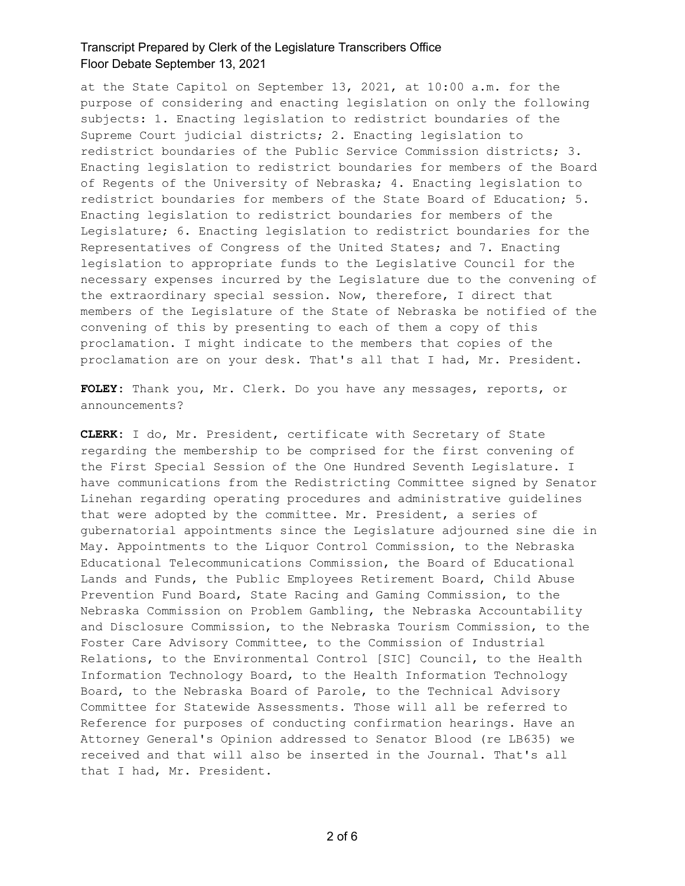at the State Capitol on September 13, 2021, at 10:00 a.m. for the purpose of considering and enacting legislation on only the following subjects: 1. Enacting legislation to redistrict boundaries of the Supreme Court judicial districts; 2. Enacting legislation to redistrict boundaries of the Public Service Commission districts; 3. Enacting legislation to redistrict boundaries for members of the Board of Regents of the University of Nebraska; 4. Enacting legislation to redistrict boundaries for members of the State Board of Education; 5. Enacting legislation to redistrict boundaries for members of the Legislature; 6. Enacting legislation to redistrict boundaries for the Representatives of Congress of the United States; and 7. Enacting legislation to appropriate funds to the Legislative Council for the necessary expenses incurred by the Legislature due to the convening of the extraordinary special session. Now, therefore, I direct that members of the Legislature of the State of Nebraska be notified of the convening of this by presenting to each of them a copy of this proclamation. I might indicate to the members that copies of the proclamation are on your desk. That's all that I had, Mr. President.

**FOLEY:** Thank you, Mr. Clerk. Do you have any messages, reports, or announcements?

**CLERK:** I do, Mr. President, certificate with Secretary of State regarding the membership to be comprised for the first convening of the First Special Session of the One Hundred Seventh Legislature. I have communications from the Redistricting Committee signed by Senator Linehan regarding operating procedures and administrative guidelines that were adopted by the committee. Mr. President, a series of gubernatorial appointments since the Legislature adjourned sine die in May. Appointments to the Liquor Control Commission, to the Nebraska Educational Telecommunications Commission, the Board of Educational Lands and Funds, the Public Employees Retirement Board, Child Abuse Prevention Fund Board, State Racing and Gaming Commission, to the Nebraska Commission on Problem Gambling, the Nebraska Accountability and Disclosure Commission, to the Nebraska Tourism Commission, to the Foster Care Advisory Committee, to the Commission of Industrial Relations, to the Environmental Control [SIC] Council, to the Health Information Technology Board, to the Health Information Technology Board, to the Nebraska Board of Parole, to the Technical Advisory Committee for Statewide Assessments. Those will all be referred to Reference for purposes of conducting confirmation hearings. Have an Attorney General's Opinion addressed to Senator Blood (re LB635) we received and that will also be inserted in the Journal. That's all that I had, Mr. President.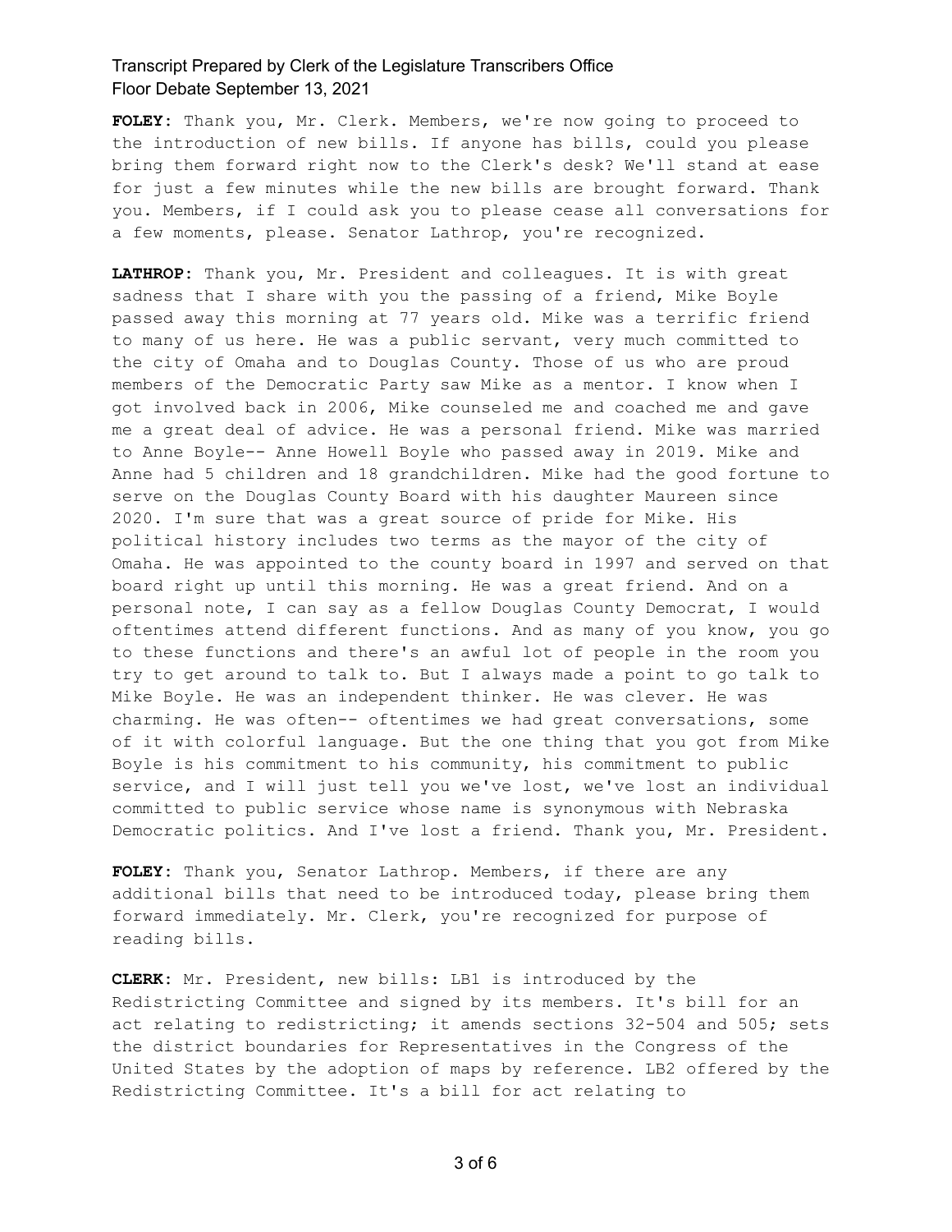**FOLEY:** Thank you, Mr. Clerk. Members, we're now going to proceed to the introduction of new bills. If anyone has bills, could you please bring them forward right now to the Clerk's desk? We'll stand at ease for just a few minutes while the new bills are brought forward. Thank you. Members, if I could ask you to please cease all conversations for a few moments, please. Senator Lathrop, you're recognized.

**LATHROP:** Thank you, Mr. President and colleagues. It is with great sadness that I share with you the passing of a friend, Mike Boyle passed away this morning at 77 years old. Mike was a terrific friend to many of us here. He was a public servant, very much committed to the city of Omaha and to Douglas County. Those of us who are proud members of the Democratic Party saw Mike as a mentor. I know when I got involved back in 2006, Mike counseled me and coached me and gave me a great deal of advice. He was a personal friend. Mike was married to Anne Boyle-- Anne Howell Boyle who passed away in 2019. Mike and Anne had 5 children and 18 grandchildren. Mike had the good fortune to serve on the Douglas County Board with his daughter Maureen since 2020. I'm sure that was a great source of pride for Mike. His political history includes two terms as the mayor of the city of Omaha. He was appointed to the county board in 1997 and served on that board right up until this morning. He was a great friend. And on a personal note, I can say as a fellow Douglas County Democrat, I would oftentimes attend different functions. And as many of you know, you go to these functions and there's an awful lot of people in the room you try to get around to talk to. But I always made a point to go talk to Mike Boyle. He was an independent thinker. He was clever. He was charming. He was often-- oftentimes we had great conversations, some of it with colorful language. But the one thing that you got from Mike Boyle is his commitment to his community, his commitment to public service, and I will just tell you we've lost, we've lost an individual committed to public service whose name is synonymous with Nebraska Democratic politics. And I've lost a friend. Thank you, Mr. President.

**FOLEY:** Thank you, Senator Lathrop. Members, if there are any additional bills that need to be introduced today, please bring them forward immediately. Mr. Clerk, you're recognized for purpose of reading bills.

**CLERK:** Mr. President, new bills: LB1 is introduced by the Redistricting Committee and signed by its members. It's bill for an act relating to redistricting; it amends sections 32-504 and 505; sets the district boundaries for Representatives in the Congress of the United States by the adoption of maps by reference. LB2 offered by the Redistricting Committee. It's a bill for act relating to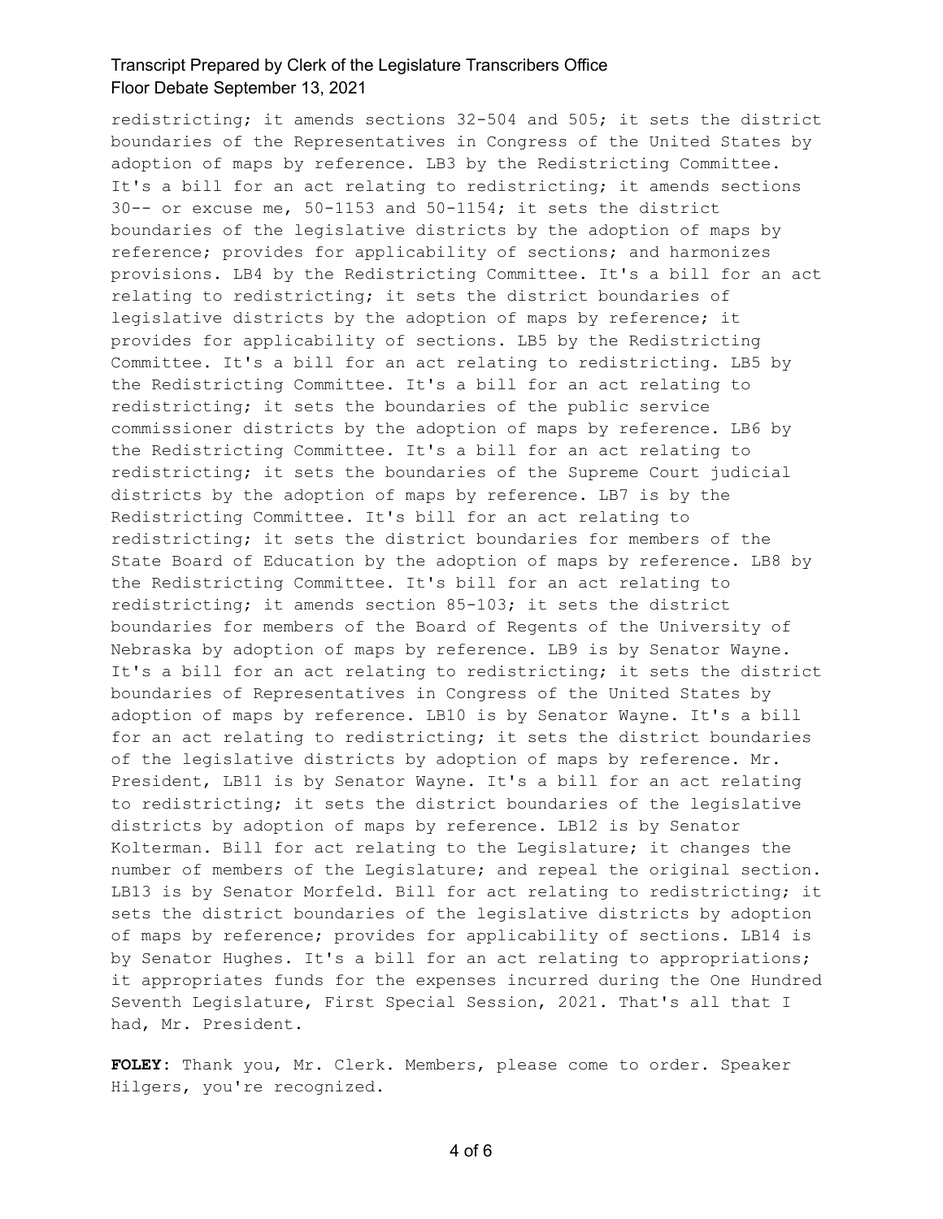redistricting; it amends sections 32-504 and 505; it sets the district boundaries of the Representatives in Congress of the United States by adoption of maps by reference. LB3 by the Redistricting Committee. It's a bill for an act relating to redistricting; it amends sections 30-- or excuse me, 50-1153 and 50-1154; it sets the district boundaries of the legislative districts by the adoption of maps by reference; provides for applicability of sections; and harmonizes provisions. LB4 by the Redistricting Committee. It's a bill for an act relating to redistricting; it sets the district boundaries of legislative districts by the adoption of maps by reference; it provides for applicability of sections. LB5 by the Redistricting Committee. It's a bill for an act relating to redistricting. LB5 by the Redistricting Committee. It's a bill for an act relating to redistricting; it sets the boundaries of the public service commissioner districts by the adoption of maps by reference. LB6 by the Redistricting Committee. It's a bill for an act relating to redistricting; it sets the boundaries of the Supreme Court judicial districts by the adoption of maps by reference. LB7 is by the Redistricting Committee. It's bill for an act relating to redistricting; it sets the district boundaries for members of the State Board of Education by the adoption of maps by reference. LB8 by the Redistricting Committee. It's bill for an act relating to redistricting; it amends section 85-103; it sets the district boundaries for members of the Board of Regents of the University of Nebraska by adoption of maps by reference. LB9 is by Senator Wayne. It's a bill for an act relating to redistricting; it sets the district boundaries of Representatives in Congress of the United States by adoption of maps by reference. LB10 is by Senator Wayne. It's a bill for an act relating to redistricting; it sets the district boundaries of the legislative districts by adoption of maps by reference. Mr. President, LB11 is by Senator Wayne. It's a bill for an act relating to redistricting; it sets the district boundaries of the legislative districts by adoption of maps by reference. LB12 is by Senator Kolterman. Bill for act relating to the Legislature; it changes the number of members of the Legislature; and repeal the original section. LB13 is by Senator Morfeld. Bill for act relating to redistricting; it sets the district boundaries of the legislative districts by adoption of maps by reference; provides for applicability of sections. LB14 is by Senator Hughes. It's a bill for an act relating to appropriations; it appropriates funds for the expenses incurred during the One Hundred Seventh Legislature, First Special Session, 2021. That's all that I had, Mr. President.

**FOLEY:** Thank you, Mr. Clerk. Members, please come to order. Speaker Hilgers, you're recognized.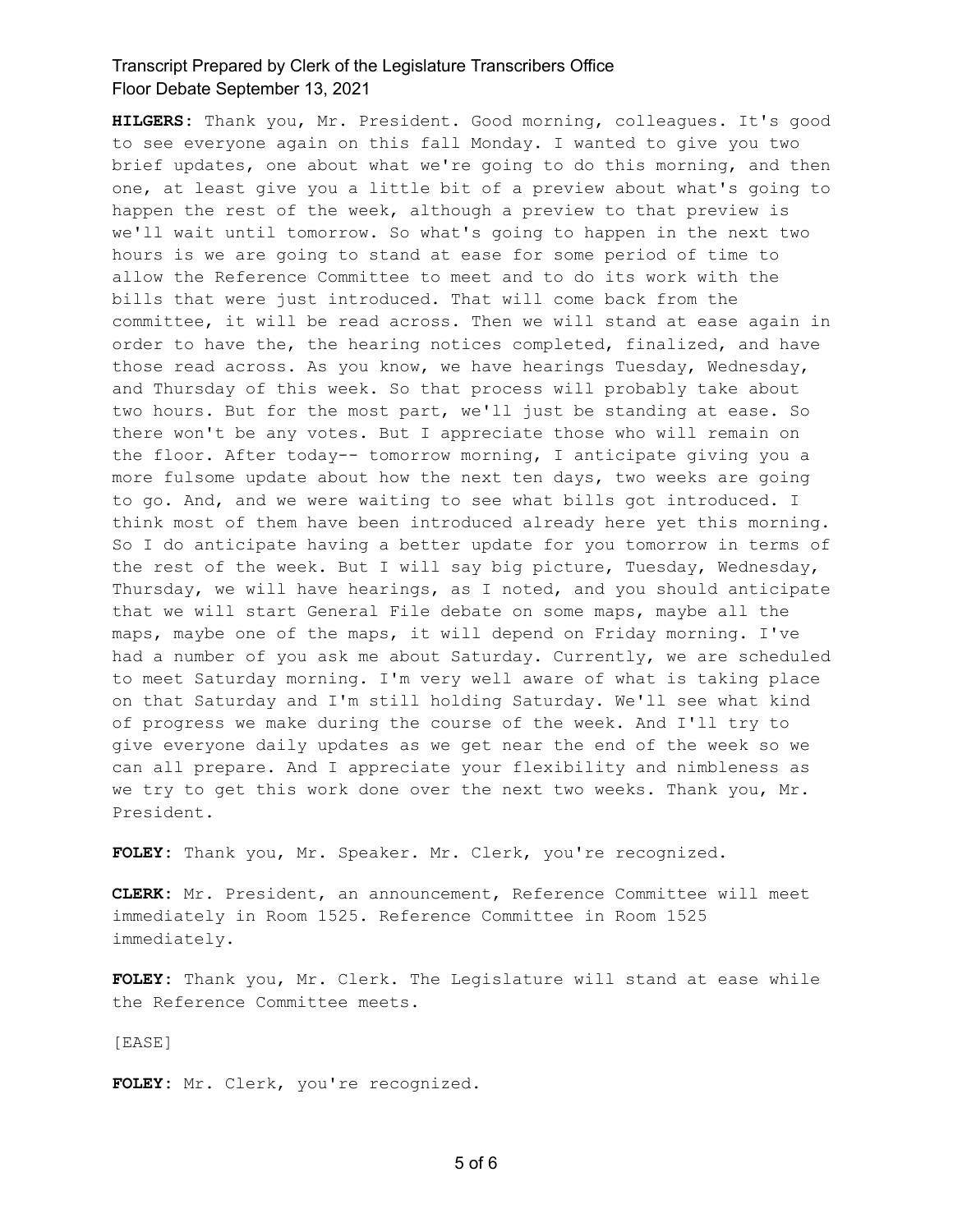**HILGERS:** Thank you, Mr. President. Good morning, colleagues. It's good to see everyone again on this fall Monday. I wanted to give you two brief updates, one about what we're going to do this morning, and then one, at least give you a little bit of a preview about what's going to happen the rest of the week, although a preview to that preview is we'll wait until tomorrow. So what's going to happen in the next two hours is we are going to stand at ease for some period of time to allow the Reference Committee to meet and to do its work with the bills that were just introduced. That will come back from the committee, it will be read across. Then we will stand at ease again in order to have the, the hearing notices completed, finalized, and have those read across. As you know, we have hearings Tuesday, Wednesday, and Thursday of this week. So that process will probably take about two hours. But for the most part, we'll just be standing at ease. So there won't be any votes. But I appreciate those who will remain on the floor. After today-- tomorrow morning, I anticipate giving you a more fulsome update about how the next ten days, two weeks are going to go. And, and we were waiting to see what bills got introduced. I think most of them have been introduced already here yet this morning. So I do anticipate having a better update for you tomorrow in terms of the rest of the week. But I will say big picture, Tuesday, Wednesday, Thursday, we will have hearings, as I noted, and you should anticipate that we will start General File debate on some maps, maybe all the maps, maybe one of the maps, it will depend on Friday morning. I've had a number of you ask me about Saturday. Currently, we are scheduled to meet Saturday morning. I'm very well aware of what is taking place on that Saturday and I'm still holding Saturday. We'll see what kind of progress we make during the course of the week. And I'll try to give everyone daily updates as we get near the end of the week so we can all prepare. And I appreciate your flexibility and nimbleness as we try to get this work done over the next two weeks. Thank you, Mr. President.

**FOLEY:** Thank you, Mr. Speaker. Mr. Clerk, you're recognized.

**CLERK:** Mr. President, an announcement, Reference Committee will meet immediately in Room 1525. Reference Committee in Room 1525 immediately.

**FOLEY:** Thank you, Mr. Clerk. The Legislature will stand at ease while the Reference Committee meets.

[EASE]

**FOLEY:** Mr. Clerk, you're recognized.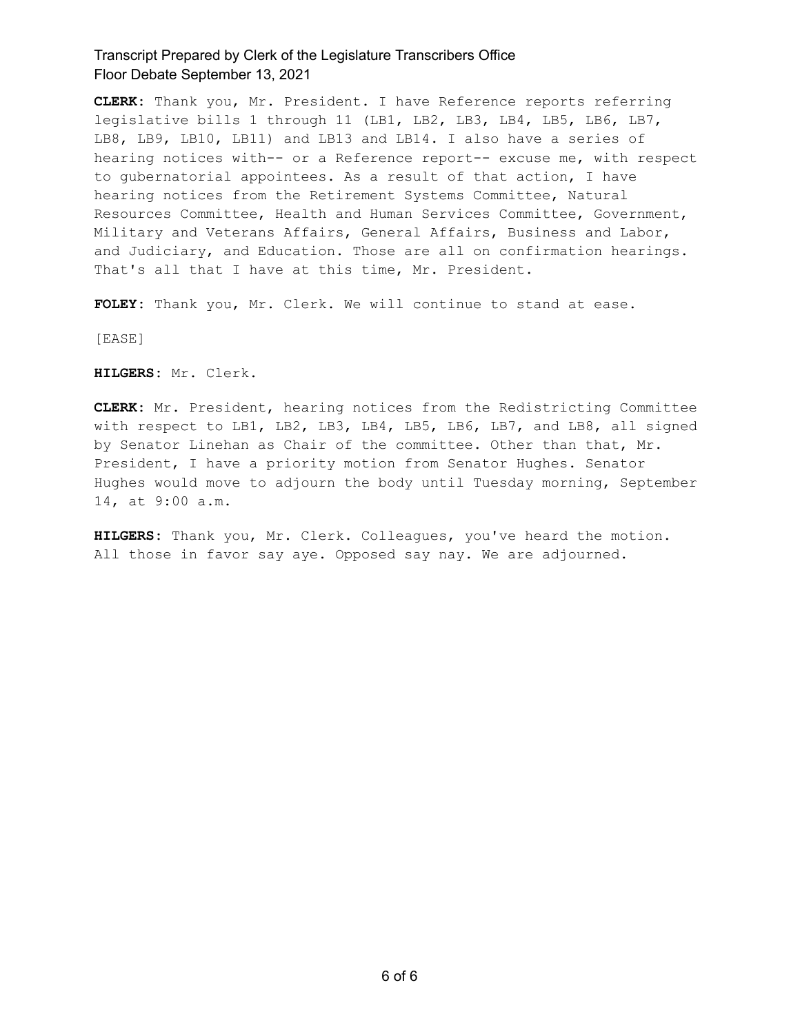**CLERK:** Thank you, Mr. President. I have Reference reports referring legislative bills 1 through 11 (LB1, LB2, LB3, LB4, LB5, LB6, LB7, LB8, LB9, LB10, LB11) and LB13 and LB14. I also have a series of hearing notices with-- or a Reference report-- excuse me, with respect to gubernatorial appointees. As a result of that action, I have hearing notices from the Retirement Systems Committee, Natural Resources Committee, Health and Human Services Committee, Government, Military and Veterans Affairs, General Affairs, Business and Labor, and Judiciary, and Education. Those are all on confirmation hearings. That's all that I have at this time, Mr. President.

**FOLEY:** Thank you, Mr. Clerk. We will continue to stand at ease.

[EASE]

**HILGERS:** Mr. Clerk.

**CLERK:** Mr. President, hearing notices from the Redistricting Committee with respect to LB1, LB2, LB3, LB4, LB5, LB6, LB7, and LB8, all signed by Senator Linehan as Chair of the committee. Other than that, Mr. President, I have a priority motion from Senator Hughes. Senator Hughes would move to adjourn the body until Tuesday morning, September 14, at 9:00 a.m.

**HILGERS:** Thank you, Mr. Clerk. Colleagues, you've heard the motion. All those in favor say aye. Opposed say nay. We are adjourned.